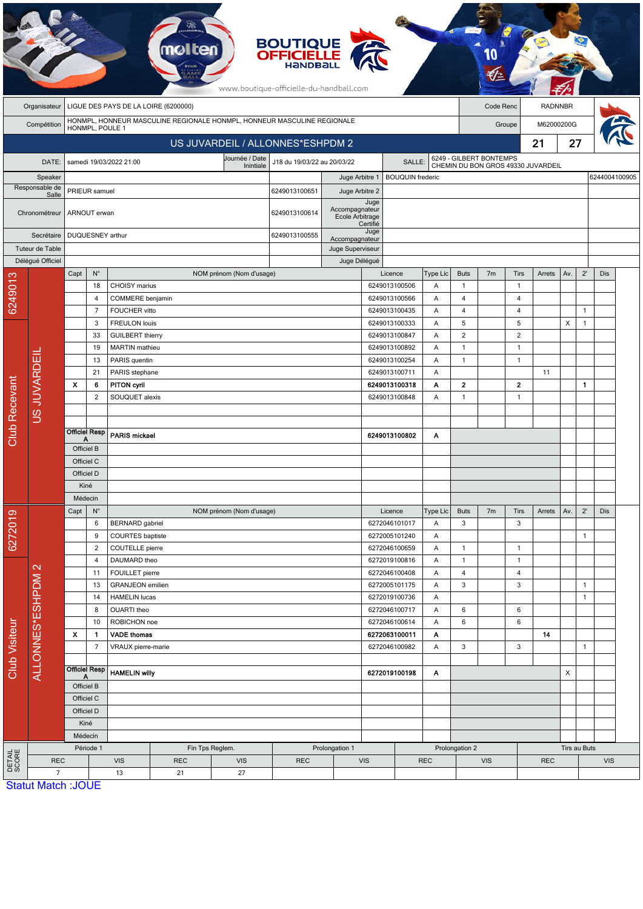| | | | |
|---|---|---|---|
| Organisateur | LIGUE DES PAYS DE LA LOIRE (6200000) | Code Renc | RADNNBR |
| Compétition | HONMPL, HONNEUR MASCULINE REGIONALE HONMPL, HONNEUR MASCULINE REGIONALE HONMPL, POULE 1 | Groupe | M62000200G |

## US JUVARDEIL / ALLONNES*ESHPDM 2 — 21 / 27

| | | | | | |
|---|---|---|---|---|---|
| DATE: | samedi 19/03/2022 21:00 | Journée / Date Intiniale | J18 du 19/03/22 au 20/03/22 | SALLE: | 6249 - GILBERT BONTEMPS CHEMIN DU BON GROS 49330 JUVARDEIL |

| | | | | | |
|---|---|---|---|---|---|
| Speaker | | | Juge Arbitre 1 | BOUQUIN frederic | 6244004100905 |
| Responsable de Salle | PRIEUR samuel | 6249013100651 | Juge Arbitre 2 | | |
| Chronométreur | ARNOUT erwan | 6249013100614 | Juge Accompagnateur Ecole Arbitrage Certifié | | |
| Secrétaire | DUQUESNEY arthur | 6249013100555 | Juge Accompagnateur | | |
| Tuteur de Table | | | Juge Superviseur | | |
| Délégué Officiel | | | Juge Délégué | | |

### Club Recevant — 6249013 — US JUVARDEIL

| Capt | N° | NOM prénom (Nom d'usage) | Licence | Type Lic | Buts | 7m | Tirs | Arrets | Av. | 2' | Dis |
|---|---|---|---|---|---|---|---|---|---|---|---|
| | 18 | CHOISY marius | 6249013100506 | A | 1 | | 1 | | | | |
| | 4 | COMMERE benjamin | 6249013100566 | A | 4 | | 4 | | | | |
| | 7 | FOUCHER vitto | 6249013100435 | A | 4 | | 4 | | | 1 | |
| | 3 | FREULON louis | 6249013100333 | A | 5 | | 5 | | X | 1 | |
| | 33 | GUILBERT thierry | 6249013100847 | A | 2 | | 2 | | | | |
| | 19 | MARTIN mathieu | 6249013100892 | A | 1 | | 1 | | | | |
| | 13 | PARIS quentin | 6249013100254 | A | 1 | | 1 | | | | |
| | 21 | PARIS stephane | 6249013100711 | A | | | | 11 | | | |
| X | 6 | **PITON cyril** | **6249013100318** | **A** | **2** | | **2** | | | **1** | |
| | 2 | SOUQUET alexis | 6249013100848 | A | 1 | | 1 | | | | |
| Officiel Resp A | | **PARIS mickael** | **6249013100802** | **A** | | | | | | | |
| Officiel B | | | | | | | | | | | |
| Officiel C | | | | | | | | | | | |
| Officiel D | | | | | | | | | | | |
| Kiné | | | | | | | | | | | |
| Médecin | | | | | | | | | | | |

### Club Visiteur — 6272019 — ALLONNES*ESHPDM 2

| Capt | N° | NOM prénom (Nom d'usage) | Licence | Type Lic | Buts | 7m | Tirs | Arrets | Av. | 2' | Dis |
|---|---|---|---|---|---|---|---|---|---|---|---|
| | 6 | BERNARD gabriel | 6272046101017 | A | 3 | | 3 | | | | |
| | 9 | COURTES baptiste | 6272005101240 | A | | | | | | 1 | |
| | 2 | COUTELLE pierre | 6272046100659 | A | 1 | | 1 | | | | |
| | 4 | DAUMARD theo | 6272019100816 | A | 1 | | 1 | | | | |
| | 11 | FOUILLET pierre | 6272046100408 | A | 4 | | 4 | | | | |
| | 13 | GRANJEON emilien | 6272005101175 | A | 3 | | 3 | | | 1 | |
| | 14 | HAMELIN lucas | 6272019100736 | A | | | | | | 1 | |
| | 8 | OUARTI theo | 6272046100717 | A | 6 | | 6 | | | | |
| | 10 | ROBICHON noe | 6272046100614 | A | 6 | | 6 | | | | |
| X | 1 | **VADE thomas** | **6272063100011** | **A** | | | | **14** | | | |
| | 7 | VRAUX pierre-marie | 6272046100982 | A | 3 | | 3 | | | 1 | |
| Officiel Resp A | | **HAMELIN willy** | **6272019100198** | **A** | | | | | X | | |
| Officiel B | | | | | | | | | | | |
| Officiel C | | | | | | | | | | | |
| Officiel D | | | | | | | | | | | |
| Kiné | | | | | | | | | | | |
| Médecin | | | | | | | | | | | |

### DETAIL SCORE

| Période 1 | | Fin Tps Reglem. | | Prolongation 1 | | Prolongation 2 | | Tirs au Buts | |
|---|---|---|---|---|---|---|---|---|---|
| REC | VIS | REC | VIS | REC | VIS | REC | VIS | REC | VIS |
| 7 | 13 | 21 | 27 | | | | | | |

Statut Match :JOUE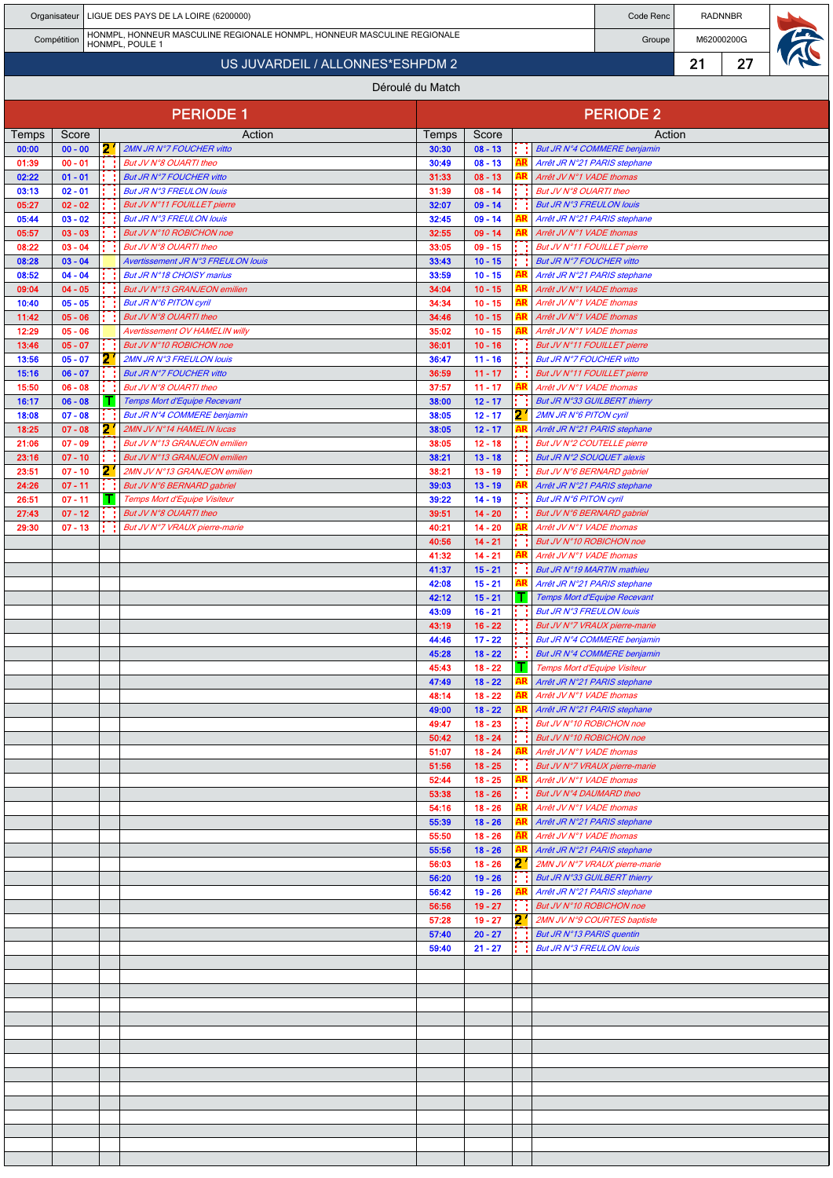| Organisateur | LIGUE DES PAYS DE LA LOIRE (6200000) | Code Renc | RADNNBR |
|---|---|---|---|
| Compétition | HONMPL, HONNEUR MASCULINE REGIONALE HONMPL, HONNEUR MASCULINE REGIONALE HONMPL, POULE 1 | Groupe | M62000200G |

## US JUVARDEIL / ALLONNES*ESHPDM 2 — 21 - 27

### Déroulé du Match

#### PERIODE 1

| Temps | Score | | Action |
|---|---|---|---|
| 00:00 | 00 - 00 | 2' | 2MN JR N°7 FOUCHER vitto |
| 01:39 | 00 - 01 | | But JV N°8 OUARTI theo |
| 02:22 | 01 - 01 | | But JR N°7 FOUCHER vitto |
| 03:13 | 02 - 01 | | But JR N°3 FREULON louis |
| 05:27 | 02 - 02 | | But JV N°11 FOUILLET pierre |
| 05:44 | 03 - 02 | | But JR N°3 FREULON louis |
| 05:57 | 03 - 03 | | But JV N°10 ROBICHON noe |
| 08:22 | 03 - 04 | | But JV N°8 OUARTI theo |
| 08:28 | 03 - 04 | | Avertissement JR N°3 FREULON louis |
| 08:52 | 04 - 04 | | But JR N°18 CHOISY marius |
| 09:04 | 04 - 05 | | But JV N°13 GRANJEON emilien |
| 10:40 | 05 - 05 | | But JR N°6 PITON cyril |
| 11:42 | 05 - 06 | | But JV N°8 OUARTI theo |
| 12:29 | 05 - 06 | | Avertissement OV HAMELIN willy |
| 13:46 | 05 - 07 | | But JV N°10 ROBICHON noe |
| 13:56 | 05 - 07 | 2' | 2MN JR N°3 FREULON louis |
| 15:16 | 06 - 07 | | But JR N°7 FOUCHER vitto |
| 15:50 | 06 - 08 | | But JV N°8 OUARTI theo |
| 16:17 | 06 - 08 | T | Temps Mort d'Equipe Recevant |
| 18:08 | 07 - 08 | | But JR N°4 COMMERE benjamin |
| 18:25 | 07 - 08 | 2' | 2MN JV N°14 HAMELIN lucas |
| 21:06 | 07 - 09 | | But JV N°13 GRANJEON emilien |
| 23:16 | 07 - 10 | | But JV N°13 GRANJEON emilien |
| 23:51 | 07 - 10 | 2' | 2MN JV N°13 GRANJEON emilien |
| 24:26 | 07 - 11 | | But JV N°6 BERNARD gabriel |
| 26:51 | 07 - 11 | T | Temps Mort d'Equipe Visiteur |
| 27:43 | 07 - 12 | | But JV N°8 OUARTI theo |
| 29:30 | 07 - 13 | | But JV N°7 VRAUX pierre-marie |

#### PERIODE 2

| Temps | Score | | Action |
|---|---|---|---|
| 30:30 | 08 - 13 | | But JR N°4 COMMERE benjamin |
| 30:49 | 08 - 13 | AR | Arrêt JR N°21 PARIS stephane |
| 31:33 | 08 - 13 | AR | Arrêt JV N°1 VADE thomas |
| 31:39 | 08 - 14 | | But JV N°8 OUARTI theo |
| 32:07 | 09 - 14 | | But JR N°3 FREULON louis |
| 32:45 | 09 - 14 | AR | Arrêt JR N°21 PARIS stephane |
| 32:55 | 09 - 14 | AR | Arrêt JV N°1 VADE thomas |
| 33:05 | 09 - 15 | | But JV N°11 FOUILLET pierre |
| 33:43 | 10 - 15 | | But JR N°7 FOUCHER vitto |
| 33:59 | 10 - 15 | AR | Arrêt JR N°21 PARIS stephane |
| 34:04 | 10 - 15 | AR | Arrêt JV N°1 VADE thomas |
| 34:34 | 10 - 15 | AR | Arrêt JV N°1 VADE thomas |
| 34:46 | 10 - 15 | AR | Arrêt JV N°1 VADE thomas |
| 35:02 | 10 - 15 | AR | Arrêt JV N°1 VADE thomas |
| 36:01 | 10 - 16 | | But JV N°11 FOUILLET pierre |
| 36:47 | 11 - 16 | | But JR N°7 FOUCHER vitto |
| 36:59 | 11 - 17 | | But JV N°11 FOUILLET pierre |
| 37:57 | 11 - 17 | AR | Arrêt JV N°1 VADE thomas |
| 38:00 | 12 - 17 | | But JR N°33 GUILBERT thierry |
| 38:05 | 12 - 17 | 2' | 2MN JR N°6 PITON cyril |
| 38:05 | 12 - 17 | AR | Arrêt JR N°21 PARIS stephane |
| 38:05 | 12 - 18 | | But JV N°2 COUTELLE pierre |
| 38:21 | 13 - 18 | | But JR N°2 SOUQUET alexis |
| 38:21 | 13 - 19 | | But JV N°6 BERNARD gabriel |
| 39:03 | 13 - 19 | AR | Arrêt JR N°21 PARIS stephane |
| 39:22 | 14 - 19 | | But JR N°6 PITON cyril |
| 39:51 | 14 - 20 | | But JV N°6 BERNARD gabriel |
| 40:21 | 14 - 20 | AR | Arrêt JV N°1 VADE thomas |
| 40:56 | 14 - 21 | | But JV N°10 ROBICHON noe |
| 41:32 | 14 - 21 | AR | Arrêt JV N°1 VADE thomas |
| 41:37 | 15 - 21 | | But JR N°19 MARTIN mathieu |
| 42:08 | 15 - 21 | AR | Arrêt JR N°21 PARIS stephane |
| 42:12 | 15 - 21 | T | Temps Mort d'Equipe Recevant |
| 43:09 | 16 - 21 | | But JR N°3 FREULON louis |
| 43:19 | 16 - 22 | | But JV N°7 VRAUX pierre-marie |
| 44:46 | 17 - 22 | | But JR N°4 COMMERE benjamin |
| 45:28 | 18 - 22 | | But JR N°4 COMMERE benjamin |
| 45:43 | 18 - 22 | T | Temps Mort d'Equipe Visiteur |
| 47:49 | 18 - 22 | AR | Arrêt JR N°21 PARIS stephane |
| 48:14 | 18 - 22 | AR | Arrêt JV N°1 VADE thomas |
| 49:00 | 18 - 22 | AR | Arrêt JR N°21 PARIS stephane |
| 49:47 | 18 - 23 | | But JV N°10 ROBICHON noe |
| 50:42 | 18 - 24 | | But JV N°10 ROBICHON noe |
| 51:07 | 18 - 24 | AR | Arrêt JV N°1 VADE thomas |
| 51:56 | 18 - 25 | | But JV N°7 VRAUX pierre-marie |
| 52:44 | 18 - 25 | AR | Arrêt JV N°1 VADE thomas |
| 53:38 | 18 - 26 | | But JV N°4 DAUMARD theo |
| 54:16 | 18 - 26 | AR | Arrêt JV N°1 VADE thomas |
| 55:39 | 18 - 26 | AR | Arrêt JR N°21 PARIS stephane |
| 55:50 | 18 - 26 | AR | Arrêt JV N°1 VADE thomas |
| 55:56 | 18 - 26 | AR | Arrêt JR N°21 PARIS stephane |
| 56:03 | 18 - 26 | 2' | 2MN JV N°7 VRAUX pierre-marie |
| 56:20 | 19 - 26 | | But JR N°33 GUILBERT thierry |
| 56:42 | 19 - 26 | AR | Arrêt JR N°21 PARIS stephane |
| 56:56 | 19 - 27 | | But JV N°10 ROBICHON noe |
| 57:28 | 19 - 27 | 2' | 2MN JV N°9 COURTES baptiste |
| 57:40 | 20 - 27 | | But JR N°13 PARIS quentin |
| 59:40 | 21 - 27 | | But JR N°3 FREULON louis |